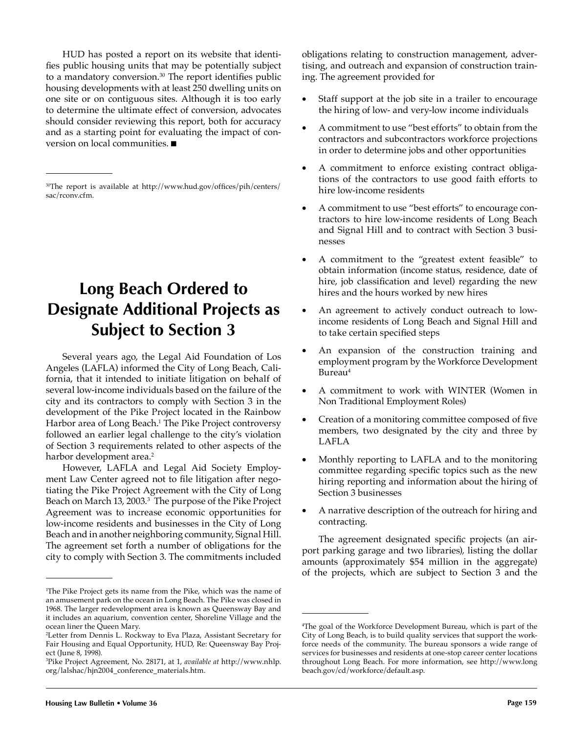HUD has posted a report on its website that identifies public housing units that may be potentially subject to a mandatory conversion.[30] The report identifies public housing developments with at least 250 dwelling units on one site or on contiguous sites. Although it is too early to determine the ultimate effect of conversion, advocates should consider reviewing this report, both for accuracy and as a starting point for evaluating the impact of conversion on local communities. ■

[30]The report is available at http://www.hud.gov/offices/pih/centers/sac/rconv.cfm.

# Long Beach Ordered to Designate Additional Projects as Subject to Section 3

Several years ago, the Legal Aid Foundation of Los Angeles (LAFLA) informed the City of Long Beach, California, that it intended to initiate litigation on behalf of several low-income individuals based on the failure of the city and its contractors to comply with Section 3 in the development of the Pike Project located in the Rainbow Harbor area of Long Beach.[1] The Pike Project controversy followed an earlier legal challenge to the city's violation of Section 3 requirements related to other aspects of the harbor development area.[2]

However, LAFLA and Legal Aid Society Employment Law Center agreed not to file litigation after negotiating the Pike Project Agreement with the City of Long Beach on March 13, 2003.[3] The purpose of the Pike Project Agreement was to increase economic opportunities for low-income residents and businesses in the City of Long Beach and in another neighboring community, Signal Hill. The agreement set forth a number of obligations for the city to comply with Section 3. The commitments included obligations relating to construction management, advertising, and outreach and expansion of construction training. The agreement provided for

- Staff support at the job site in a trailer to encourage the hiring of low- and very-low income individuals
- A commitment to use "best efforts" to obtain from the contractors and subcontractors workforce projections in order to determine jobs and other opportunities
- A commitment to enforce existing contract obligations of the contractors to use good faith efforts to hire low-income residents
- A commitment to use "best efforts" to encourage contractors to hire low-income residents of Long Beach and Signal Hill and to contract with Section 3 businesses
- A commitment to the "greatest extent feasible" to obtain information (income status, residence, date of hire, job classification and level) regarding the new hires and the hours worked by new hires
- An agreement to actively conduct outreach to low-income residents of Long Beach and Signal Hill and to take certain specified steps
- An expansion of the construction training and employment program by the Workforce Development Bureau[4]
- A commitment to work with WINTER (Women in Non Traditional Employment Roles)
- Creation of a monitoring committee composed of five members, two designated by the city and three by LAFLA
- Monthly reporting to LAFLA and to the monitoring committee regarding specific topics such as the new hiring reporting and information about the hiring of Section 3 businesses
- A narrative description of the outreach for hiring and contracting.

The agreement designated specific projects (an airport parking garage and two libraries), listing the dollar amounts (approximately $54 million in the aggregate) of the projects, which are subject to Section 3 and the

[1]The Pike Project gets its name from the Pike, which was the name of an amusement park on the ocean in Long Beach. The Pike was closed in 1968. The larger redevelopment area is known as Queensway Bay and it includes an aquarium, convention center, Shoreline Village and the ocean liner the Queen Mary.

[2]Letter from Dennis L. Rockway to Eva Plaza, Assistant Secretary for Fair Housing and Equal Opportunity, HUD, Re: Queensway Bay Project (June 8, 1998).

[3]Pike Project Agreement, No. 28171, at 1, *available at* http://www.nhlp.org/lalshac/hjn2004_conference_materials.htm.

[4]The goal of the Workforce Development Bureau, which is part of the City of Long Beach, is to build quality services that support the workforce needs of the community. The bureau sponsors a wide range of services for businesses and residents at one-stop career center locations throughout Long Beach. For more information, see http://www.longbeach.gov/cd/workforce/default.asp.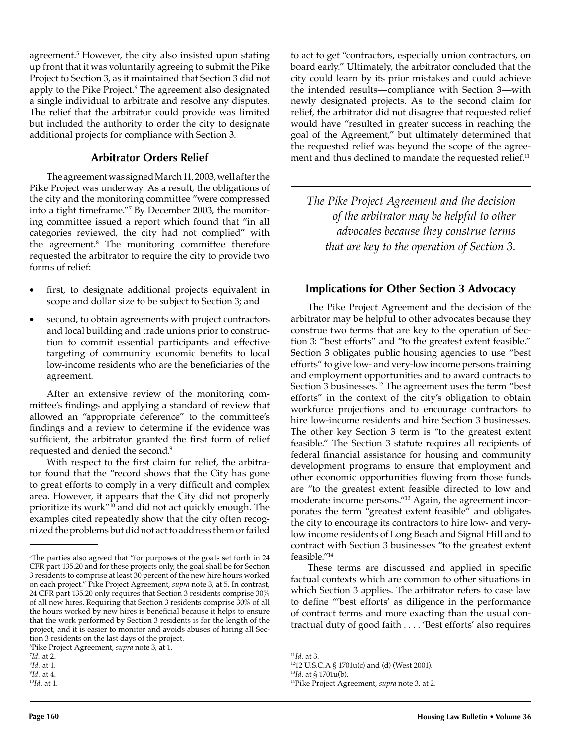agreement.[5] However, the city also insisted upon stating up front that it was voluntarily agreeing to submit the Pike Project to Section 3, as it maintained that Section 3 did not apply to the Pike Project.[6] The agreement also designated a single individual to arbitrate and resolve any disputes. The relief that the arbitrator could provide was limited but included the authority to order the city to designate additional projects for compliance with Section 3.

## Arbitrator Orders Relief

The agreement was signed March 11, 2003, well after the Pike Project was underway. As a result, the obligations of the city and the monitoring committee "were compressed into a tight timeframe."[7] By December 2003, the monitoring committee issued a report which found that "in all categories reviewed, the city had not complied" with the agreement.[8] The monitoring committee therefore requested the arbitrator to require the city to provide two forms of relief:

- first, to designate additional projects equivalent in scope and dollar size to be subject to Section 3; and
- second, to obtain agreements with project contractors and local building and trade unions prior to construction to commit essential participants and effective targeting of community economic benefits to local low-income residents who are the beneficiaries of the agreement.

After an extensive review of the monitoring committee's findings and applying a standard of review that allowed an "appropriate deference" to the committee's findings and a review to determine if the evidence was sufficient, the arbitrator granted the first form of relief requested and denied the second.[9]

With respect to the first claim for relief, the arbitrator found that the "record shows that the City has gone to great efforts to comply in a very difficult and complex area. However, it appears that the City did not properly prioritize its work"[10] and did not act quickly enough. The examples cited repeatedly show that the city often recognized the problems but did not act to address them or failed to act to get "contractors, especially union contractors, on board early." Ultimately, the arbitrator concluded that the city could learn by its prior mistakes and could achieve the intended results—compliance with Section 3—with newly designated projects. As to the second claim for relief, the arbitrator did not disagree that requested relief would have "resulted in greater success in reaching the goal of the Agreement," but ultimately determined that the requested relief was beyond the scope of the agreement and thus declined to mandate the requested relief.[11]

*The Pike Project Agreement and the decision of the arbitrator may be helpful to other advocates because they construe terms that are key to the operation of Section 3.*

## Implications for Other Section 3 Advocacy

The Pike Project Agreement and the decision of the arbitrator may be helpful to other advocates because they construe two terms that are key to the operation of Section 3: "best efforts" and "to the greatest extent feasible." Section 3 obligates public housing agencies to use "best efforts" to give low- and very-low income persons training and employment opportunities and to award contracts to Section 3 businesses.[12] The agreement uses the term "best efforts" in the context of the city's obligation to obtain workforce projections and to encourage contractors to hire low-income residents and hire Section 3 businesses. The other key Section 3 term is "to the greatest extent feasible." The Section 3 statute requires all recipients of federal financial assistance for housing and community development programs to ensure that employment and other economic opportunities flowing from those funds are "to the greatest extent feasible directed to low and moderate income persons."[13] Again, the agreement incorporates the term "greatest extent feasible" and obligates the city to encourage its contractors to hire low- and very-low income residents of Long Beach and Signal Hill and to contract with Section 3 businesses "to the greatest extent feasible."[14]

These terms are discussed and applied in specific factual contexts which are common to other situations in which Section 3 applies. The arbitrator refers to case law to define "'best efforts' as diligence in the performance of contract terms and more exacting than the usual contractual duty of good faith . . . . 'Best efforts' also requires

---

[5]The parties also agreed that "for purposes of the goals set forth in 24 CFR part 135.20 and for these projects only, the goal shall be for Section 3 residents to comprise at least 30 percent of the new hire hours worked on each project." Pike Project Agreement, *supra* note 3, at 5. In contrast, 24 CFR part 135.20 only requires that Section 3 residents comprise 30% of all new hires. Requiring that Section 3 residents comprise 30% of all the hours worked by new hires is beneficial because it helps to ensure that the work performed by Section 3 residents is for the length of the project, and it is easier to monitor and avoids abuses of hiring all Section 3 residents on the last days of the project.

[6]Pike Project Agreement, *supra* note 3, at 1.

[7]*Id.* at 2.

[8]*Id.* at 1.

[9]*Id.* at 4.

[10]*Id.* at 1.

[11]*Id.* at 3.

[12]12 U.S.C.A § 1701u(c) and (d) (West 2001).

[13]*Id.* at § 1701u(b).

[14]Pike Project Agreement, *supra* note 3, at 2.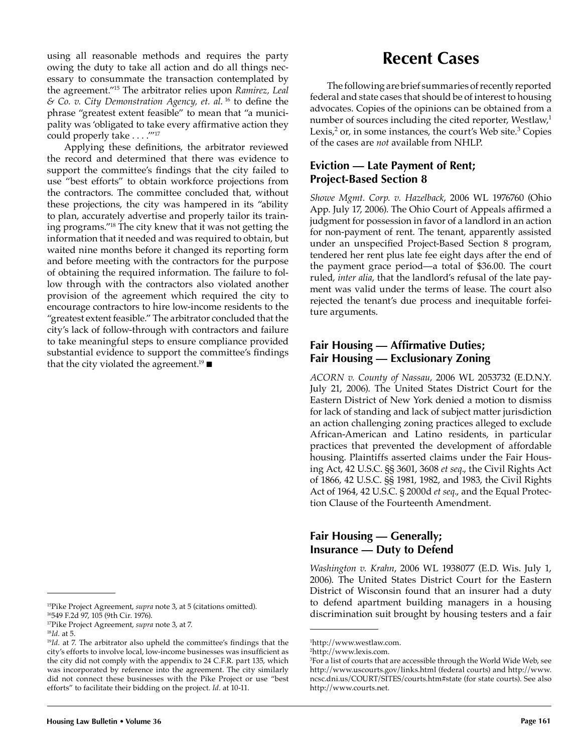using all reasonable methods and requires the party owing the duty to take all action and do all things necessary to consummate the transaction contemplated by the agreement."[15] The arbitrator relies upon *Ramirez, Leal & Co. v. City Demonstration Agency, et. al.*[16] to define the phrase "greatest extent feasible" to mean that "a municipality was 'obligated to take every affirmative action they could properly take . . . .'"[17]

Applying these definitions, the arbitrator reviewed the record and determined that there was evidence to support the committee's findings that the city failed to use "best efforts" to obtain workforce projections from the contractors. The committee concluded that, without these projections, the city was hampered in its "ability to plan, accurately advertise and properly tailor its training programs."[18] The city knew that it was not getting the information that it needed and was required to obtain, but waited nine months before it changed its reporting form and before meeting with the contractors for the purpose of obtaining the required information. The failure to follow through with the contractors also violated another provision of the agreement which required the city to encourage contractors to hire low-income residents to the "greatest extent feasible." The arbitrator concluded that the city's lack of follow-through with contractors and failure to take meaningful steps to ensure compliance provided substantial evidence to support the committee's findings that the city violated the agreement.[19] ■

[15] Pike Project Agreement, *supra* note 3, at 5 (citations omitted).

[16] 549 F.2d 97, 105 (9th Cir. 1976).

[17] Pike Project Agreement, *supra* note 3, at 7.

[18] *Id.* at 5.

[19] *Id.* at 7. The arbitrator also upheld the committee's findings that the city's efforts to involve local, low-income businesses was insufficient as the city did not comply with the appendix to 24 C.F.R. part 135, which was incorporated by reference into the agreement. The city similarly did not connect these businesses with the Pike Project or use "best efforts" to facilitate their bidding on the project. *Id.* at 10-11.

# Recent Cases

The following are brief summaries of recently reported federal and state cases that should be of interest to housing advocates. Copies of the opinions can be obtained from a number of sources including the cited reporter, Westlaw,[1] Lexis,[2] or, in some instances, the court's Web site.[3] Copies of the cases are *not* available from NHLP.

## Eviction — Late Payment of Rent; Project-Based Section 8

*Showe Mgmt. Corp. v. Hazelback*, 2006 WL 1976760 (Ohio App. July 17, 2006). The Ohio Court of Appeals affirmed a judgment for possession in favor of a landlord in an action for non-payment of rent. The tenant, apparently assisted under an unspecified Project-Based Section 8 program, tendered her rent plus late fee eight days after the end of the payment grace period—a total of $36.00. The court ruled, *inter alia*, that the landlord's refusal of the late payment was valid under the terms of lease. The court also rejected the tenant's due process and inequitable forfeiture arguments.

## Fair Housing — Affirmative Duties; Fair Housing — Exclusionary Zoning

*ACORN v. County of Nassau*, 2006 WL 2053732 (E.D.N.Y. July 21, 2006). The United States District Court for the Eastern District of New York denied a motion to dismiss for lack of standing and lack of subject matter jurisdiction an action challenging zoning practices alleged to exclude African-American and Latino residents, in particular practices that prevented the development of affordable housing. Plaintiffs asserted claims under the Fair Housing Act, 42 U.S.C. §§ 3601, 3608 *et seq*., the Civil Rights Act of 1866, 42 U.S.C. §§ 1981, 1982, and 1983, the Civil Rights Act of 1964, 42 U.S.C. § 2000d *et seq*., and the Equal Protection Clause of the Fourteenth Amendment.

## Fair Housing — Generally; Insurance — Duty to Defend

*Washington v. Krahn*, 2006 WL 1938077 (E.D. Wis. July 1, 2006). The United States District Court for the Eastern District of Wisconsin found that an insurer had a duty to defend apartment building managers in a housing discrimination suit brought by housing testers and a fair

[1] http://www.westlaw.com.

[2] http://www.lexis.com.

[3] For a list of courts that are accessible through the World Wide Web, see http://www.uscourts.gov/links.html (federal courts) and http://www.ncsc.dni.us/COURT/SITES/courts.htm#state (for state courts). See also http://www.courts.net.